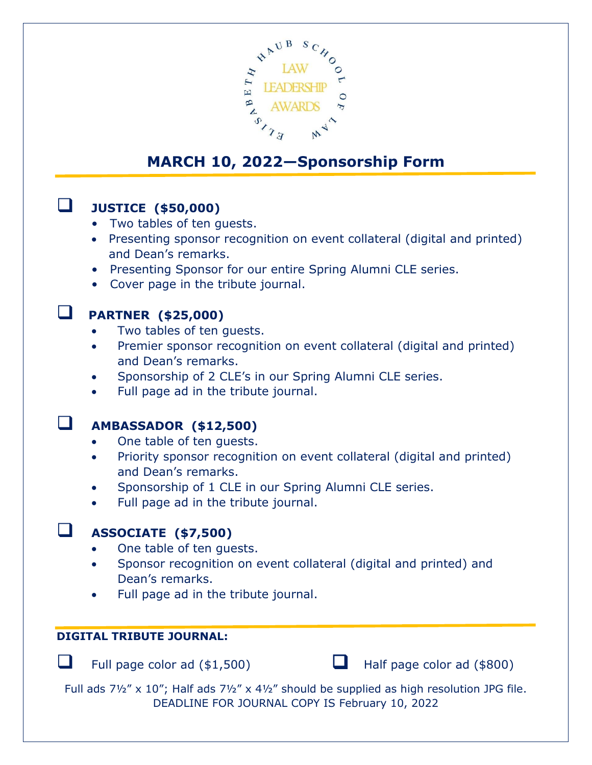ELISABETH HAUB SCHOOL OF LAW

LAW LEADERSHIP AWARDS

# MARCH 10, 2022—Sponsorship Form

- [ ] **JUSTICE ($50,000)**
  - Two tables of ten guests.
  - Presenting sponsor recognition on event collateral (digital and printed) and Dean's remarks.
  - Presenting Sponsor for our entire Spring Alumni CLE series.
  - Cover page in the tribute journal.

- [ ] **PARTNER ($25,000)**
  - Two tables of ten guests.
  - Premier sponsor recognition on event collateral (digital and printed) and Dean's remarks.
  - Sponsorship of 2 CLE's in our Spring Alumni CLE series.
  - Full page ad in the tribute journal.

- [ ] **AMBASSADOR ($12,500)**
  - One table of ten guests.
  - Priority sponsor recognition on event collateral (digital and printed) and Dean's remarks.
  - Sponsorship of 1 CLE in our Spring Alumni CLE series.
  - Full page ad in the tribute journal.

- [ ] **ASSOCIATE ($7,500)**
  - One table of ten guests.
  - Sponsor recognition on event collateral (digital and printed) and Dean's remarks.
  - Full page ad in the tribute journal.

**DIGITAL TRIBUTE JOURNAL:**

- [ ] Full page color ad ($1,500)
- [ ] Half page color ad ($800)

Full ads 7½" x 10"; Half ads 7½" x 4½" should be supplied as high resolution JPG file.
DEADLINE FOR JOURNAL COPY IS February 10, 2022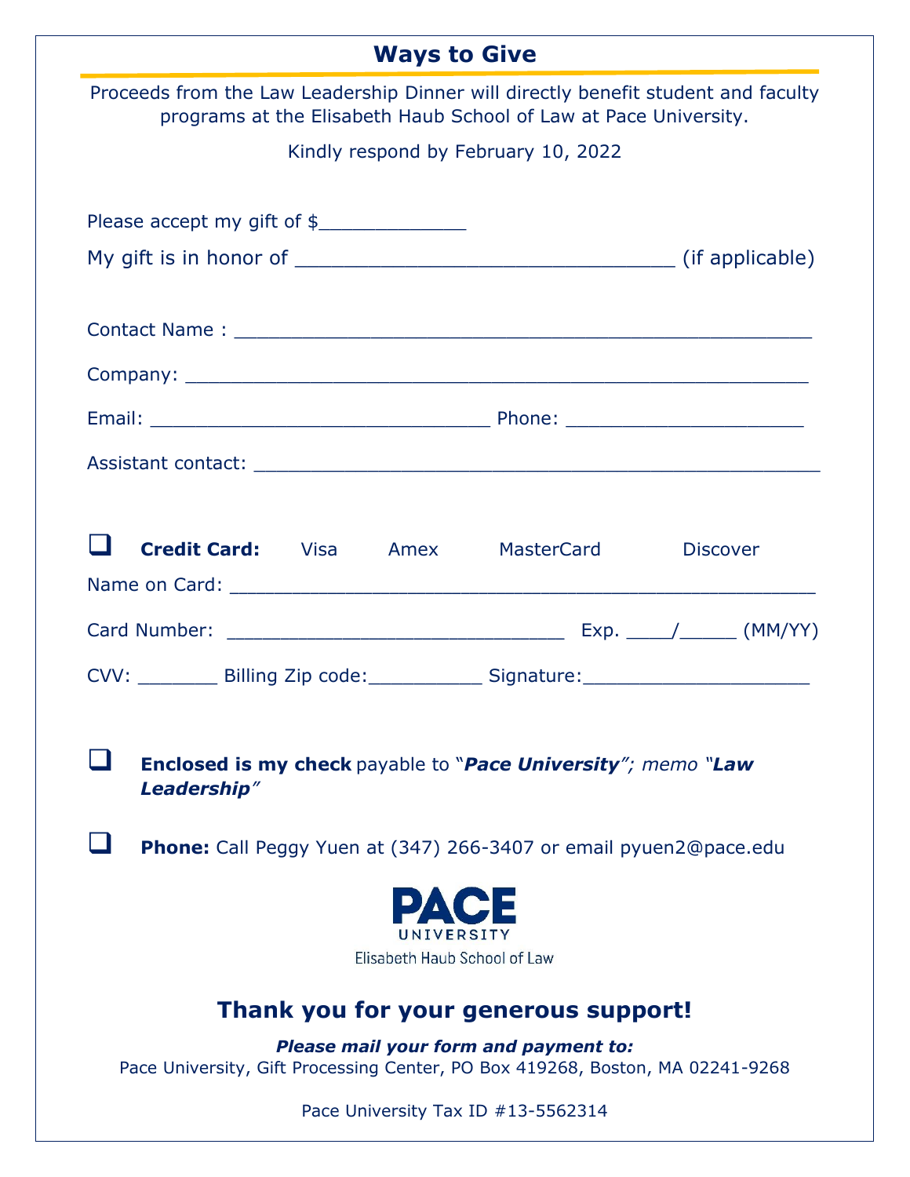## Ways to Give

Proceeds from the Law Leadership Dinner will directly benefit student and faculty programs at the Elisabeth Haub School of Law at Pace University.

Kindly respond by February 10, 2022

Please accept my gift of $_____________

My gift is in honor of _________________________________ (if applicable)

Contact Name : ___________________________________________________

Company: ________________________________________________________

Email: ______________________________ Phone: _____________________

Assistant contact: __________________________________________________

☐ **Credit Card:** Visa Amex MasterCard Discover

Name on Card: ____________________________________________________

Card Number: _____________________________ Exp. ____/_____ (MM/YY)

CVV: _______ Billing Zip code:__________ Signature:____________________

☐ **Enclosed is my check** payable to "***Pace University***"; *memo "**Law Leadership**"*

☐ **Phone:** Call Peggy Yuen at (347) 266-3407 or email pyuen2@pace.edu

PACE UNIVERSITY
Elisabeth Haub School of Law

## Thank you for your generous support!

***Please mail your form and payment to:***
Pace University, Gift Processing Center, PO Box 419268, Boston, MA 02241-9268

Pace University Tax ID #13-5562314